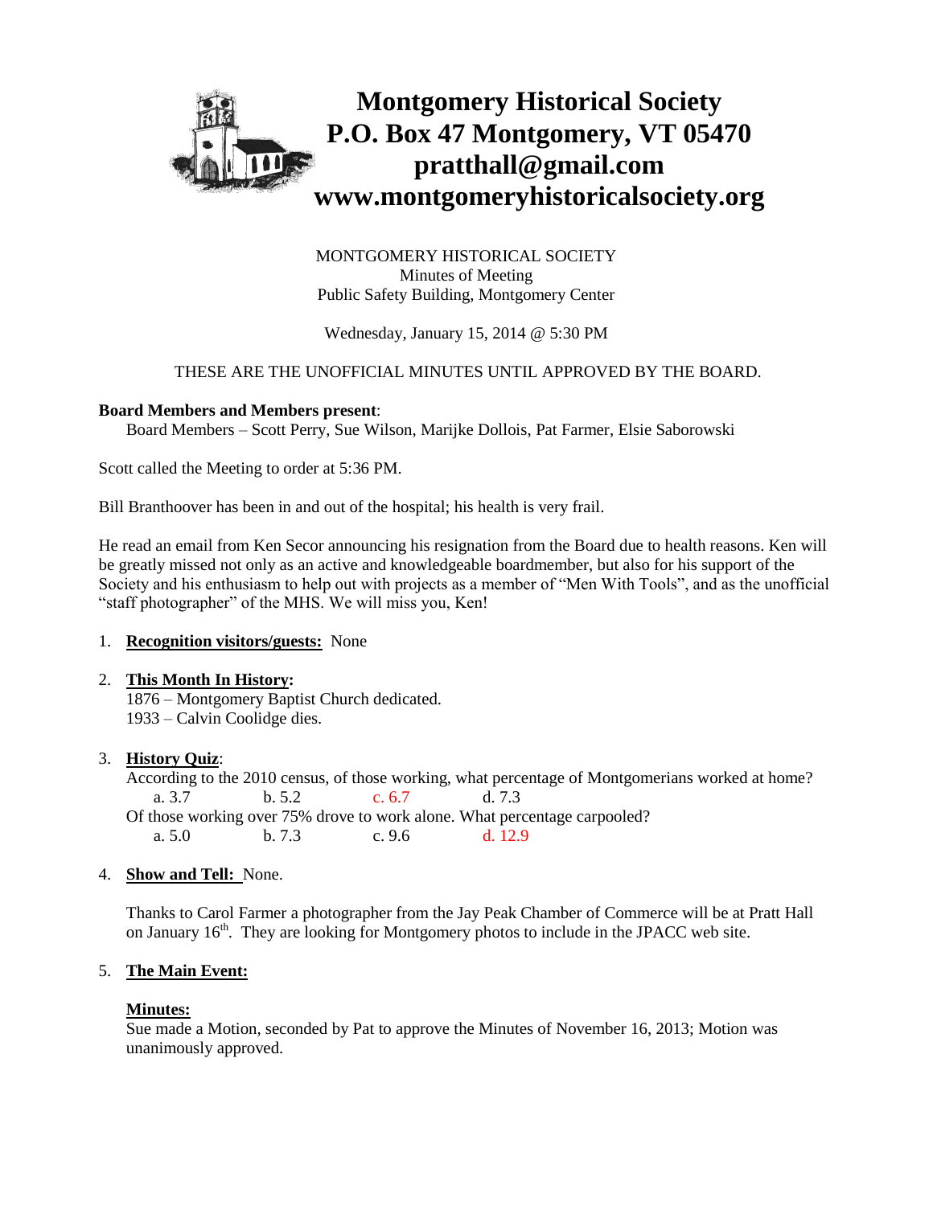# Montgomery Historical Society
## P.O. Box 47 Montgomery, VT 05470
## pratthall@gmail.com
## www.montgomeryhistoricalsociety.org

MONTGOMERY HISTORICAL SOCIETY
Minutes of Meeting
Public Safety Building, Montgomery Center

Wednesday, January 15, 2014 @ 5:30 PM

THESE ARE THE UNOFFICIAL MINUTES UNTIL APPROVED BY THE BOARD.

**Board Members and Members present**:
Board Members – Scott Perry, Sue Wilson, Marijke Dollois, Pat Farmer, Elsie Saborowski

Scott called the Meeting to order at 5:36 PM.

Bill Branthoover has been in and out of the hospital; his health is very frail.

He read an email from Ken Secor announcing his resignation from the Board due to health reasons. Ken will be greatly missed not only as an active and knowledgeable boardmember, but also for his support of the Society and his enthusiasm to help out with projects as a member of "Men With Tools", and as the unofficial "staff photographer" of the MHS. We will miss you, Ken!

1. **Recognition visitors/guests:** None

2. **This Month In History:**
   1876 – Montgomery Baptist Church dedicated.
   1933 – Calvin Coolidge dies.

3. **History Quiz**:
   According to the 2010 census, of those working, what percentage of Montgomerians worked at home?
   a. 3.7 b. 5.2 c. 6.7 d. 7.3
   Of those working over 75% drove to work alone. What percentage carpooled?
   a. 5.0 b. 7.3 c. 9.6 d. 12.9

4. **Show and Tell:** None.

   Thanks to Carol Farmer a photographer from the Jay Peak Chamber of Commerce will be at Pratt Hall on January 16th. They are looking for Montgomery photos to include in the JPACC web site.

5. **The Main Event:**

   **Minutes:**
   Sue made a Motion, seconded by Pat to approve the Minutes of November 16, 2013; Motion was unanimously approved.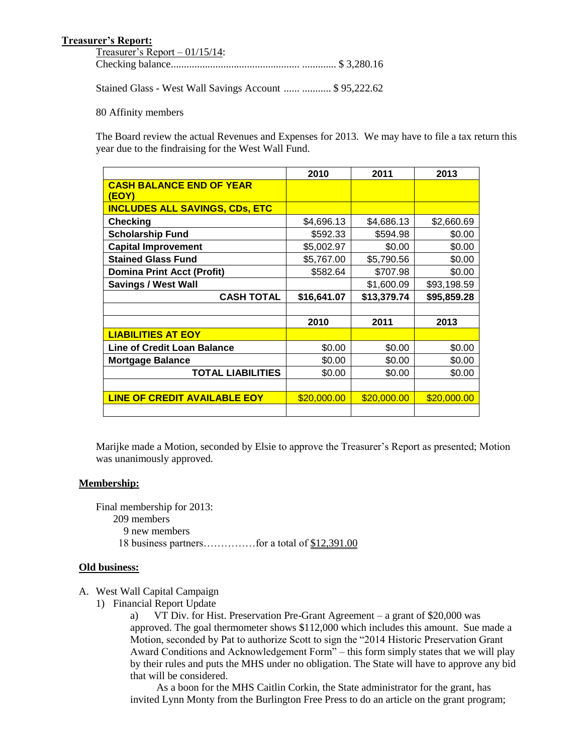**Treasurer's Report:**

Treasurer's Report – 01/15/14:

Checking balance................................................ ............. $ 3,280.16

Stained Glass - West Wall Savings Account ...... ........... $ 95,222.62

80 Affinity members

The Board review the actual Revenues and Expenses for 2013. We may have to file a tax return this year due to the findraising for the West Wall Fund.

| | 2010 | 2011 | 2013 |
|---|---|---|---|
| **CASH BALANCE END OF YEAR (EOY)** | | | |
| **INCLUDES ALL SAVINGS, CDs, ETC** | | | |
| **Checking** | $4,696.13 | $4,686.13 | $2,660.69 |
| **Scholarship Fund** | $592.33 | $594.98 | $0.00 |
| **Capital Improvement** | $5,002.97 | $0.00 | $0.00 |
| **Stained Glass Fund** | $5,767.00 | $5,790.56 | $0.00 |
| **Domina Print Acct (Profit)** | $582.64 | $707.98 | $0.00 |
| **Savings / West Wall** | | $1,600.09 | $93,198.59 |
| **CASH TOTAL** | **$16,641.07** | **$13,379.74** | **$95,859.28** |
| | | | |
| | **2010** | **2011** | **2013** |
| **LIABILITIES AT EOY** | | | |
| **Line of Credit Loan Balance** | $0.00 | $0.00 | $0.00 |
| **Mortgage Balance** | $0.00 | $0.00 | $0.00 |
| **TOTAL LIABILITIES** | $0.00 | $0.00 | $0.00 |
| | | | |
| **LINE OF CREDIT AVAILABLE EOY** | $20,000.00 | $20,000.00 | $20,000.00 |
| | | | |

Marijke made a Motion, seconded by Elsie to approve the Treasurer's Report as presented; Motion was unanimously approved.

**Membership:**

Final membership for 2013:
- 209 members
- 9 new members
- 18 business partners……………for a total of $12,391.00

**Old business:**

A. West Wall Capital Campaign
   1) Financial Report Update
      a) VT Div. for Hist. Preservation Pre-Grant Agreement – a grant of $20,000 was approved. The goal thermometer shows $112,000 which includes this amount. Sue made a Motion, seconded by Pat to authorize Scott to sign the "2014 Historic Preservation Grant Award Conditions and Acknowledgement Form" – this form simply states that we will play by their rules and puts the MHS under no obligation. The State will have to approve any bid that will be considered.

      As a boon for the MHS Caitlin Corkin, the State administrator for the grant, has invited Lynn Monty from the Burlington Free Press to do an article on the grant program;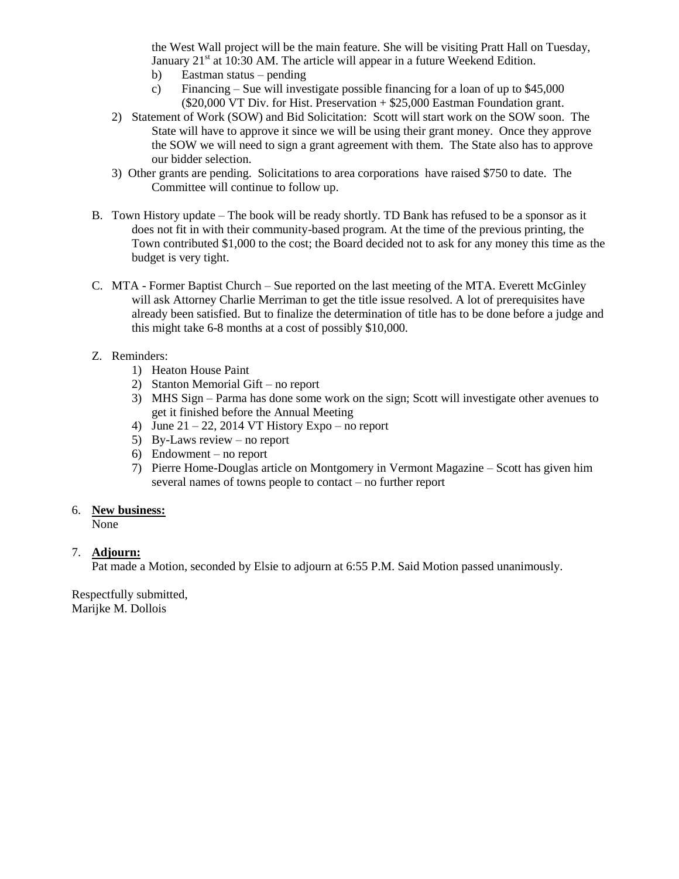the West Wall project will be the main feature. She will be visiting Pratt Hall on Tuesday, January 21st at 10:30 AM. The article will appear in a future Weekend Edition.

   b) Eastman status – pending
   c) Financing – Sue will investigate possible financing for a loan of up to $45,000 ($20,000 VT Div. for Hist. Preservation + $25,000 Eastman Foundation grant.

2) Statement of Work (SOW) and Bid Solicitation: Scott will start work on the SOW soon. The State will have to approve it since we will be using their grant money. Once they approve the SOW we will need to sign a grant agreement with them. The State also has to approve our bidder selection.

3) Other grants are pending. Solicitations to area corporations have raised $750 to date. The Committee will continue to follow up.

B. Town History update – The book will be ready shortly. TD Bank has refused to be a sponsor as it does not fit in with their community-based program. At the time of the previous printing, the Town contributed $1,000 to the cost; the Board decided not to ask for any money this time as the budget is very tight.

C. MTA - Former Baptist Church – Sue reported on the last meeting of the MTA. Everett McGinley will ask Attorney Charlie Merriman to get the title issue resolved. A lot of prerequisites have already been satisfied. But to finalize the determination of title has to be done before a judge and this might take 6-8 months at a cost of possibly $10,000.

Z. Reminders:

1) Heaton House Paint
2) Stanton Memorial Gift – no report
3) MHS Sign – Parma has done some work on the sign; Scott will investigate other avenues to get it finished before the Annual Meeting
4) June 21 – 22, 2014 VT History Expo – no report
5) By-Laws review – no report
6) Endowment – no report
7) Pierre Home-Douglas article on Montgomery in Vermont Magazine – Scott has given him several names of towns people to contact – no further report

6. **New business:**
   None

7. **Adjourn:**
   Pat made a Motion, seconded by Elsie to adjourn at 6:55 P.M. Said Motion passed unanimously.

Respectfully submitted,
Marijke M. Dollois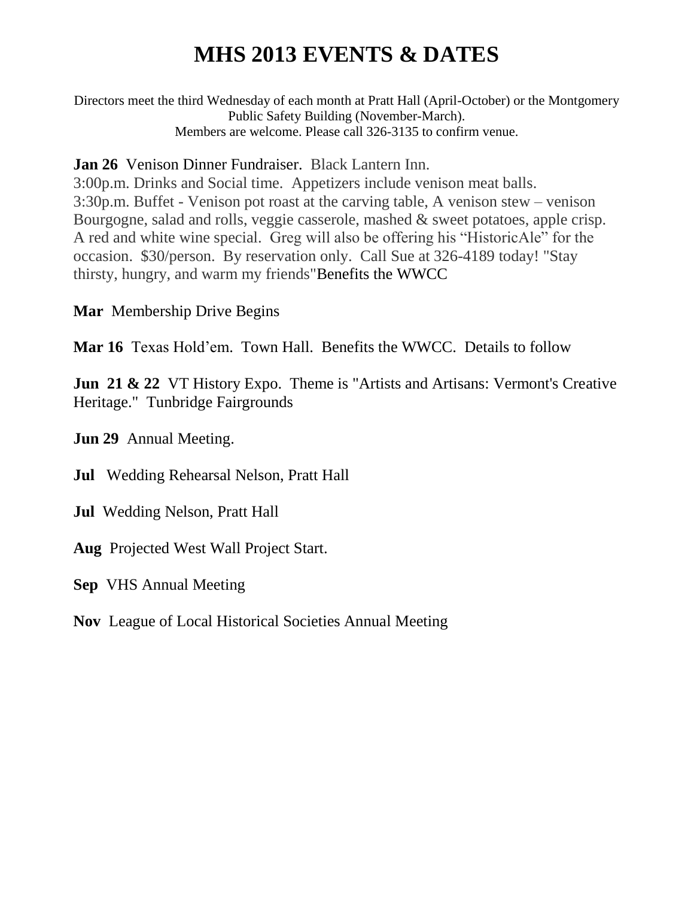# MHS 2013 EVENTS & DATES

Directors meet the third Wednesday of each month at Pratt Hall (April-October) or the Montgomery Public Safety Building (November-March).
Members are welcome. Please call 326-3135 to confirm venue.

**Jan 26** Venison Dinner Fundraiser. Black Lantern Inn.
3:00p.m. Drinks and Social time. Appetizers include venison meat balls.
3:30p.m. Buffet - Venison pot roast at the carving table, A venison stew – venison Bourgogne, salad and rolls, veggie casserole, mashed & sweet potatoes, apple crisp. A red and white wine special. Greg will also be offering his "HistoricAle" for the occasion. $30/person. By reservation only. Call Sue at 326-4189 today! "Stay thirsty, hungry, and warm my friends"Benefits the WWCC

**Mar** Membership Drive Begins

**Mar 16** Texas Hold'em. Town Hall. Benefits the WWCC. Details to follow

**Jun 21 & 22** VT History Expo. Theme is "Artists and Artisans: Vermont's Creative Heritage." Tunbridge Fairgrounds

**Jun 29** Annual Meeting.

**Jul** Wedding Rehearsal Nelson, Pratt Hall

**Jul** Wedding Nelson, Pratt Hall

**Aug** Projected West Wall Project Start.

**Sep** VHS Annual Meeting

**Nov** League of Local Historical Societies Annual Meeting